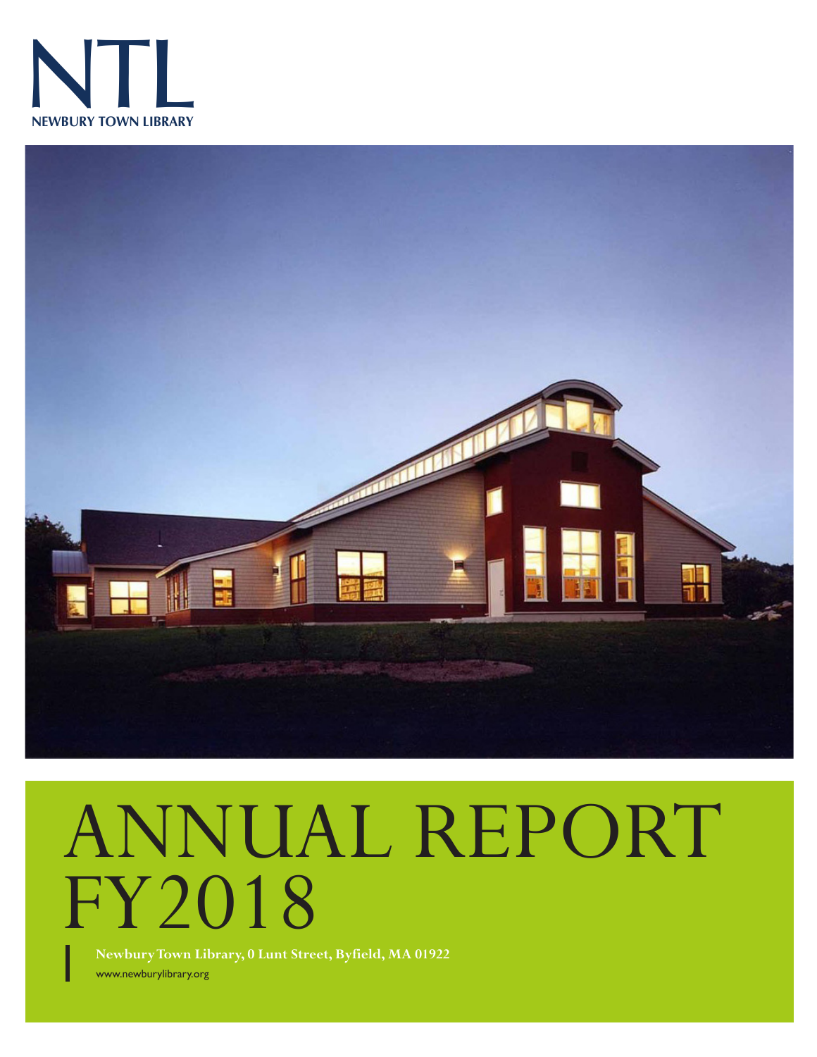# NTL

NEWBURY TOWN LIBRARY

# ANNUAL REPORT FY2018

**Newbury Town Library, 0 Lunt Street, Byfield, MA 01922**

www.newburylibrary.org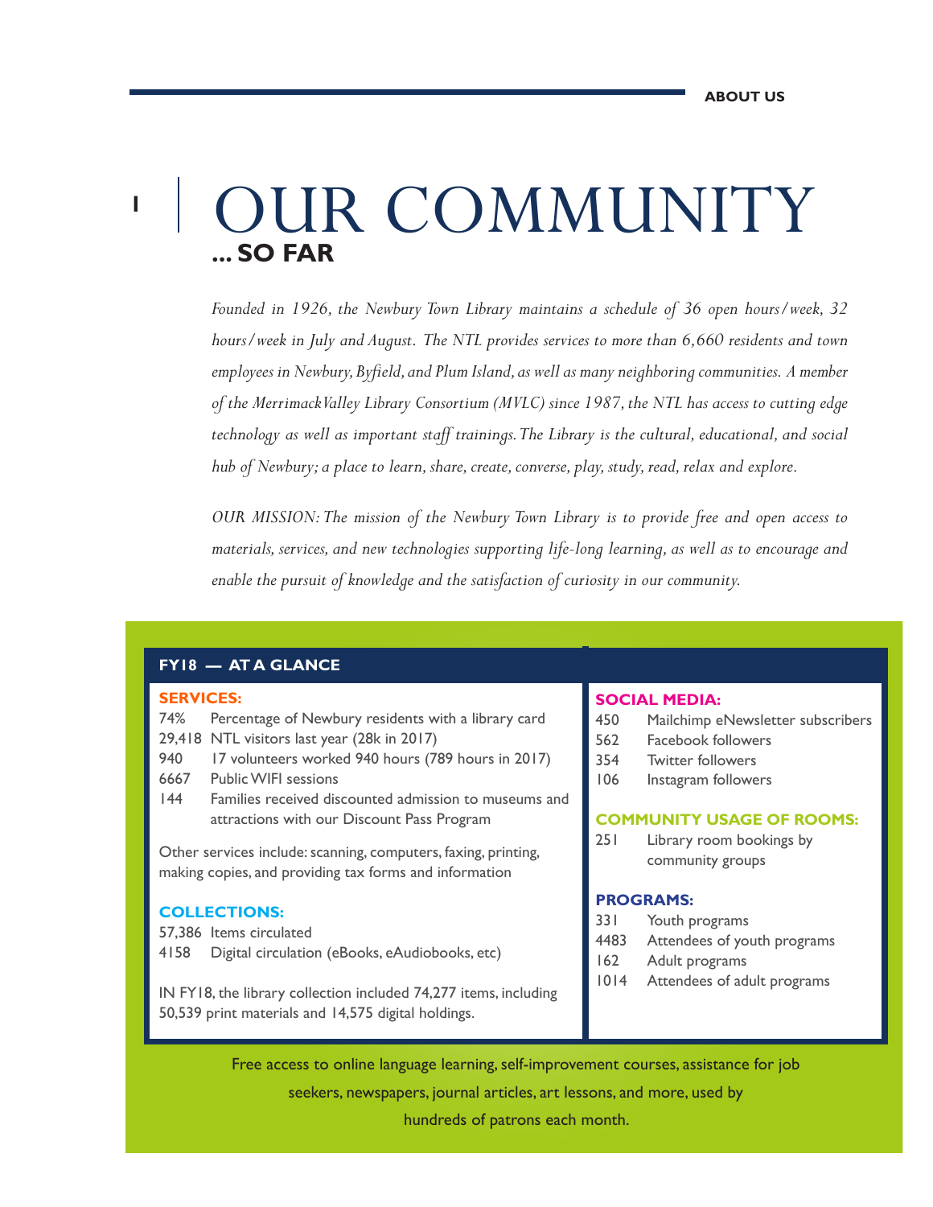# OUR COMMUNITY

## ... SO FAR

*Founded in 1926, the Newbury Town Library maintains a schedule of 36 open hours/week, 32 hours/week in July and August. The NTL provides services to more than 6,660 residents and town employees in Newbury, Byfield, and Plum Island, as well as many neighboring communities. A member of the MerrimackValley Library Consortium (MVLC) since 1987, the NTL has access to cutting edge technology as well as important staff trainings. The Library is the cultural, educational, and social hub of Newbury; a place to learn, share, create, converse, play, study, read, relax and explore.*

*OUR MISSION: The mission of the Newbury Town Library is to provide free and open access to materials, services, and new technologies supporting life-long learning, as well as to encourage and enable the pursuit of knowledge and the satisfaction of curiosity in our community.*

### FY18 — AT A GLANCE

**SERVICES:**

| | |
|---|---|
| 74% | Percentage of Newbury residents with a library card |
| 29,418 | NTL visitors last year (28k in 2017) |
| 940 | 17 volunteers worked 940 hours (789 hours in 2017) |
| 6667 | Public WIFI sessions |
| 144 | Families received discounted admission to museums and attractions with our Discount Pass Program |

Other services include: scanning, computers, faxing, printing, making copies, and providing tax forms and information

**COLLECTIONS:**

| | |
|---|---|
| 57,386 | Items circulated |
| 4158 | Digital circulation (eBooks, eAudiobooks, etc) |

IN FY18, the library collection included 74,277 items, including 50,539 print materials and 14,575 digital holdings.

**SOCIAL MEDIA:**

| | |
|---|---|
| 450 | Mailchimp eNewsletter subscribers |
| 562 | Facebook followers |
| 354 | Twitter followers |
| 106 | Instagram followers |

**COMMUNITY USAGE OF ROOMS:**

| | |
|---|---|
| 251 | Library room bookings by community groups |

**PROGRAMS:**

| | |
|---|---|
| 331 | Youth programs |
| 4483 | Attendees of youth programs |
| 162 | Adult programs |
| 1014 | Attendees of adult programs |

Free access to online language learning, self-improvement courses, assistance for job seekers, newspapers, journal articles, art lessons, and more, used by hundreds of patrons each month.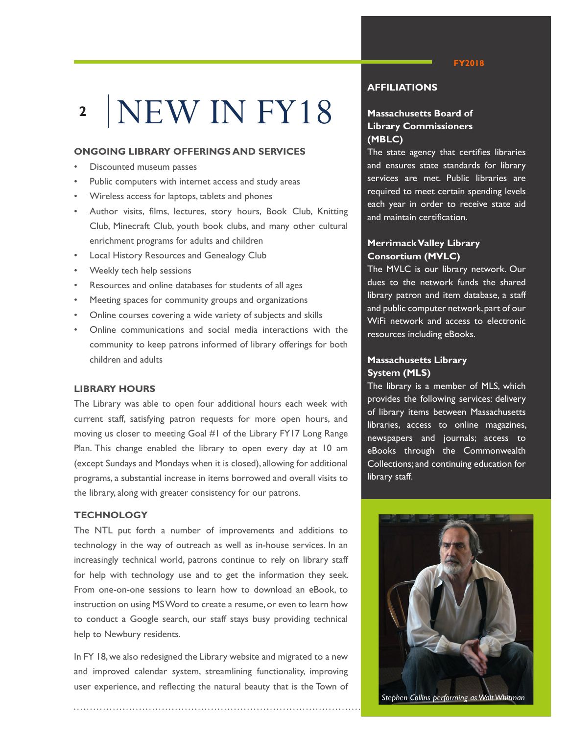# NEW IN FY18

### ONGOING LIBRARY OFFERINGS AND SERVICES

- Discounted museum passes
- Public computers with internet access and study areas
- Wireless access for laptops, tablets and phones
- Author visits, films, lectures, story hours, Book Club, Knitting Club, Minecraft Club, youth book clubs, and many other cultural enrichment programs for adults and children
- Local History Resources and Genealogy Club
- Weekly tech help sessions
- Resources and online databases for students of all ages
- Meeting spaces for community groups and organizations
- Online courses covering a wide variety of subjects and skills
- Online communications and social media interactions with the community to keep patrons informed of library offerings for both children and adults

### LIBRARY HOURS

The Library was able to open four additional hours each week with current staff, satisfying patron requests for more open hours, and moving us closer to meeting Goal #1 of the Library FY17 Long Range Plan. This change enabled the library to open every day at 10 am (except Sundays and Mondays when it is closed), allowing for additional programs, a substantial increase in items borrowed and overall visits to the library, along with greater consistency for our patrons.

### TECHNOLOGY

The NTL put forth a number of improvements and additions to technology in the way of outreach as well as in-house services. In an increasingly technical world, patrons continue to rely on library staff for help with technology use and to get the information they seek. From one-on-one sessions to learn how to download an eBook, to instruction on using MS Word to create a resume, or even to learn how to conduct a Google search, our staff stays busy providing technical help to Newbury residents.

In FY 18, we also redesigned the Library website and migrated to a new and improved calendar system, streamlining functionality, improving user experience, and reflecting the natural beauty that is the Town of

FY2018

### AFFILIATIONS

**Massachusetts Board of Library Commissioners (MBLC)**
The state agency that certifies libraries and ensures state standards for library services are met. Public libraries are required to meet certain spending levels each year in order to receive state aid and maintain certification.

**Merrimack Valley Library Consortium (MVLC)**
The MVLC is our library network. Our dues to the network funds the shared library patron and item database, a staff and public computer network, part of our WiFi network and access to electronic resources including eBooks.

**Massachusetts Library System (MLS)**
The library is a member of MLS, which provides the following services: delivery of library items between Massachusetts libraries, access to online magazines, newspapers and journals; access to eBooks through the Commonwealth Collections; and continuing education for library staff.

*Stephen Collins performing as Walt Whitman*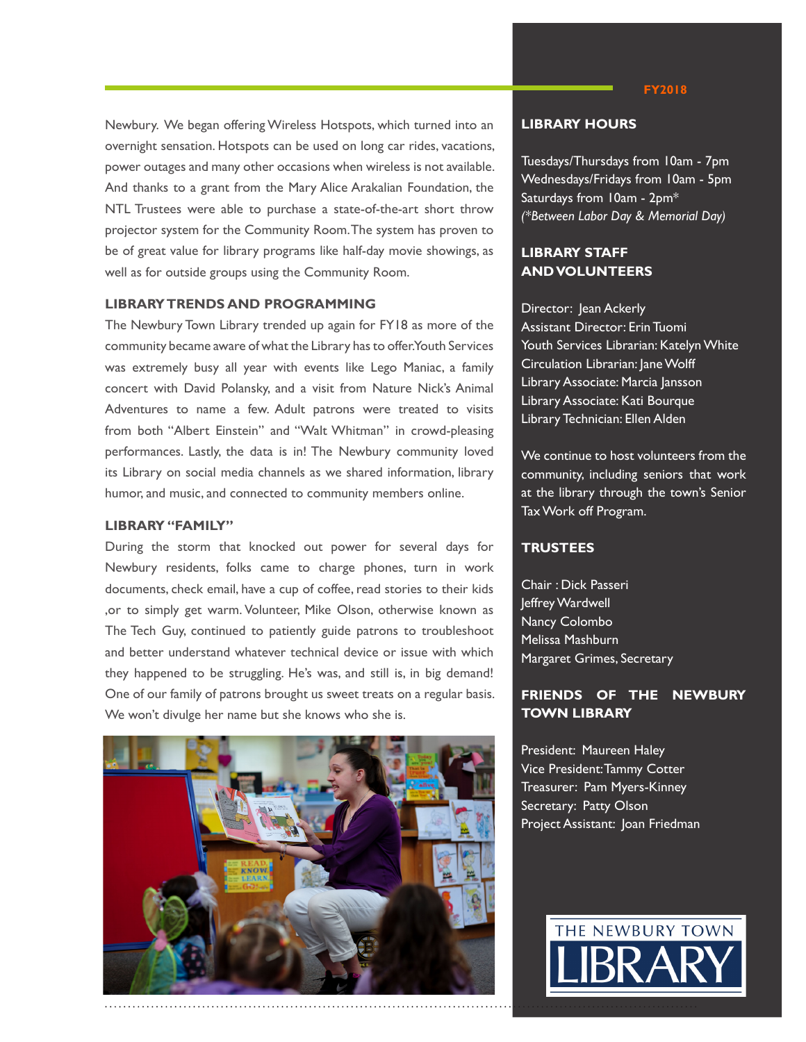Newbury. We began offering Wireless Hotspots, which turned into an overnight sensation. Hotspots can be used on long car rides, vacations, power outages and many other occasions when wireless is not available. And thanks to a grant from the Mary Alice Arakalian Foundation, the NTL Trustees were able to purchase a state-of-the-art short throw projector system for the Community Room. The system has proven to be of great value for library programs like half-day movie showings, as well as for outside groups using the Community Room.

### LIBRARY TRENDS AND PROGRAMMING

The Newbury Town Library trended up again for FY18 as more of the community became aware of what the Library has to offer. Youth Services was extremely busy all year with events like Lego Maniac, a family concert with David Polansky, and a visit from Nature Nick's Animal Adventures to name a few. Adult patrons were treated to visits from both "Albert Einstein" and "Walt Whitman" in crowd-pleasing performances. Lastly, the data is in! The Newbury community loved its Library on social media channels as we shared information, library humor, and music, and connected to community members online.

### LIBRARY "FAMILY"

During the storm that knocked out power for several days for Newbury residents, folks came to charge phones, turn in work documents, check email, have a cup of coffee, read stories to their kids ,or to simply get warm. Volunteer, Mike Olson, otherwise known as The Tech Guy, continued to patiently guide patrons to troubleshoot and better understand whatever technical device or issue with which they happened to be struggling. He's was, and still is, in big demand! One of our family of patrons brought us sweet treats on a regular basis. We won't divulge her name but she knows who she is.

**FY2018**

## LIBRARY HOURS

Tuesdays/Thursdays from 10am - 7pm
Wednesdays/Fridays from 10am - 5pm
Saturdays from 10am - 2pm*
*(\*Between Labor Day & Memorial Day)*

## LIBRARY STAFF AND VOLUNTEERS

Director: Jean Ackerly
Assistant Director: Erin Tuomi
Youth Services Librarian: Katelyn White
Circulation Librarian: Jane Wolff
Library Associate: Marcia Jansson
Library Associate: Kati Bourque
Library Technician: Ellen Alden

We continue to host volunteers from the community, including seniors that work at the library through the town's Senior Tax Work off Program.

## TRUSTEES

Chair : Dick Passeri
Jeffrey Wardwell
Nancy Colombo
Melissa Mashburn
Margaret Grimes, Secretary

## FRIENDS OF THE NEWBURY TOWN LIBRARY

President: Maureen Haley
Vice President: Tammy Cotter
Treasurer: Pam Myers-Kinney
Secretary: Patty Olson
Project Assistant: Joan Friedman

THE NEWBURY TOWN LIBRARY